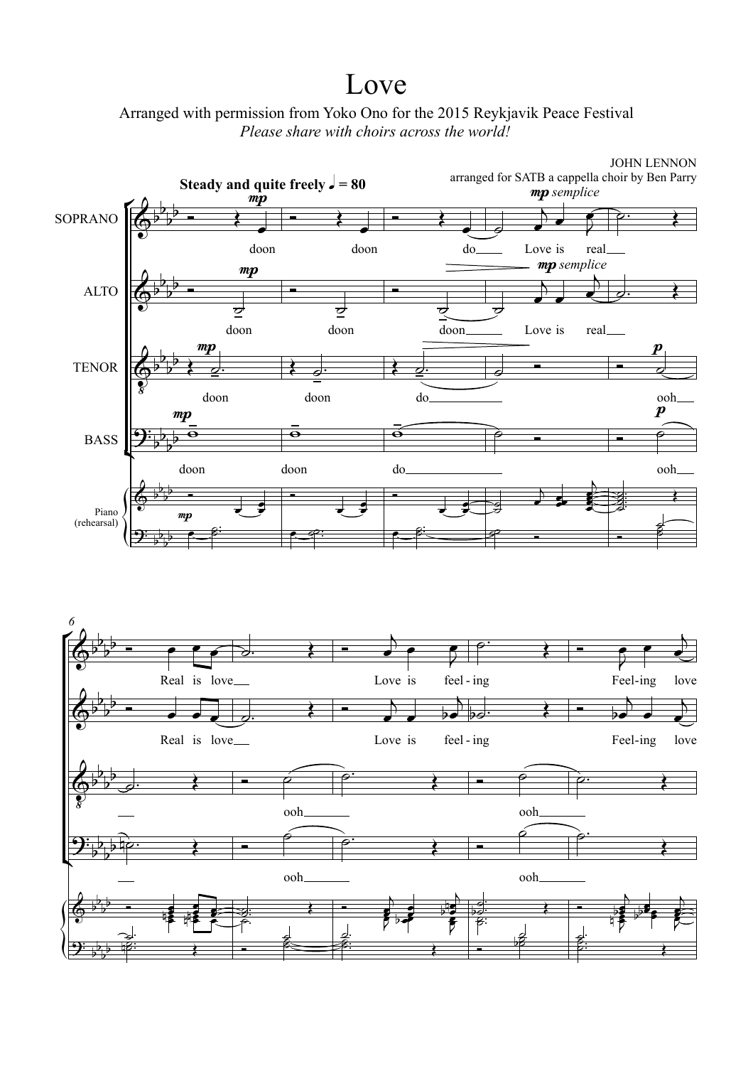# Love

Arranged with permission from Yoko Ono for the 2015 Reykjavik Peace Festival

*Please share with choirs across the world!*

JOHN LENNON

arranged for SATB a cappella choir by Ben Parry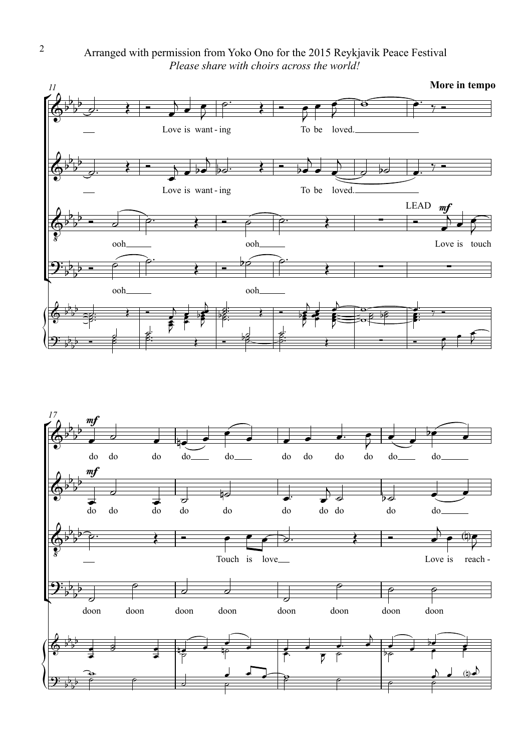Arranged with permission from Yoko Ono for the 2015 Reykjavik Peace Festival

*Please share with choirs across the world!*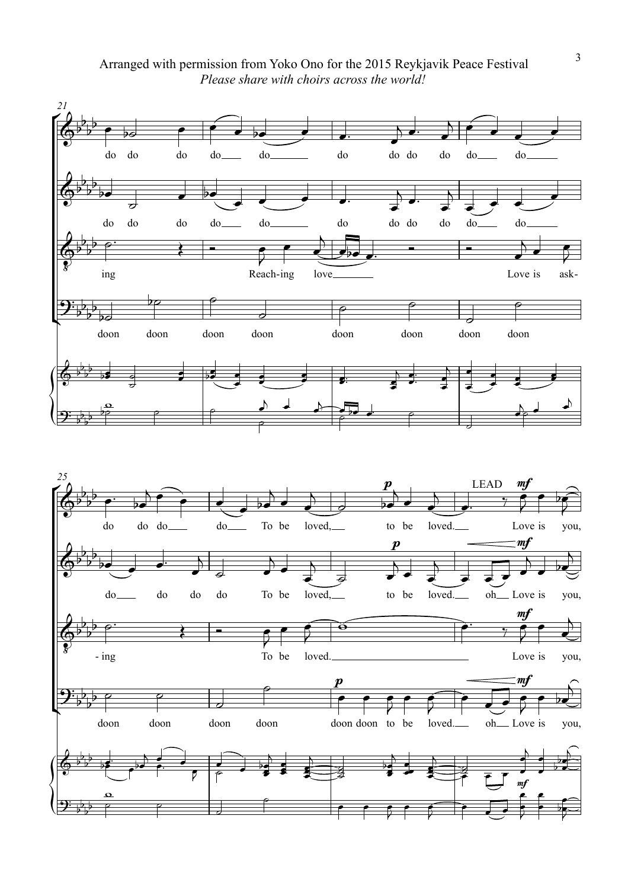Arranged with permission from Yoko Ono for the 2015 Reykjavik Peace Festival

*Please share with choirs across the world!*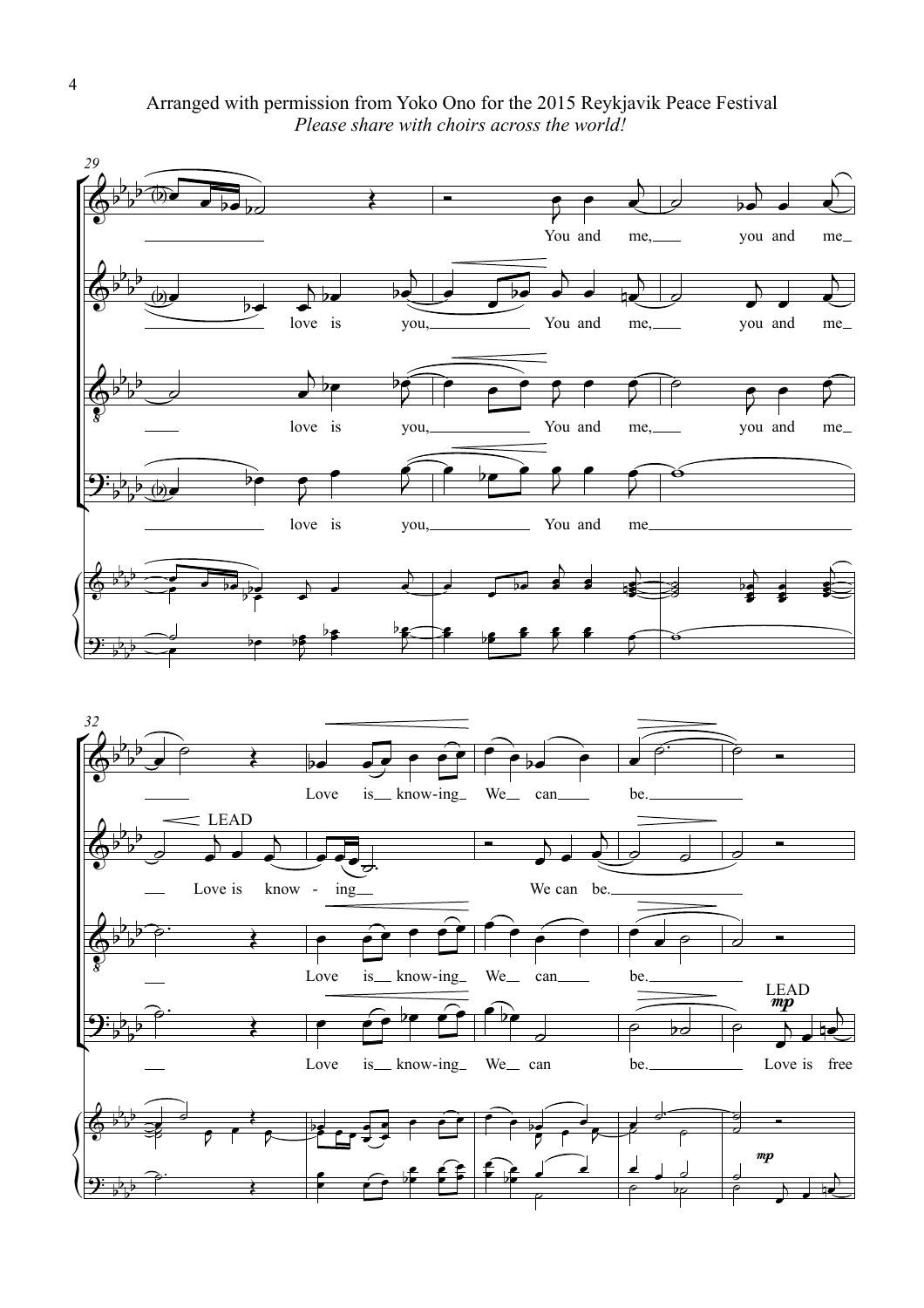Arranged with permission from Yoko Ono for the 2015 Reykjavik Peace Festival

*Please share with choirs across the world!*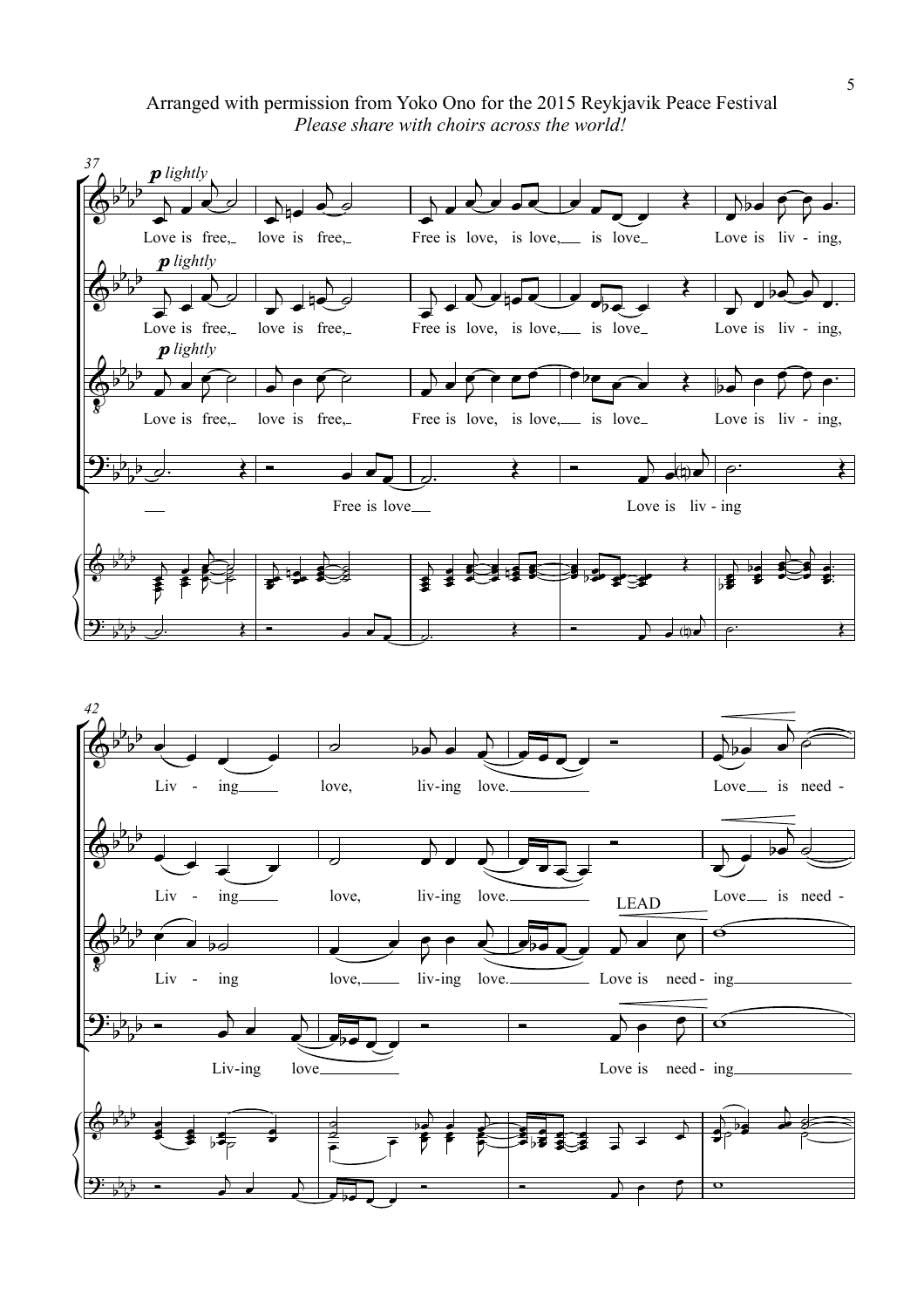Arranged with permission from Yoko Ono for the 2015 Reykjavik Peace Festival

*Please share with choirs across the world!*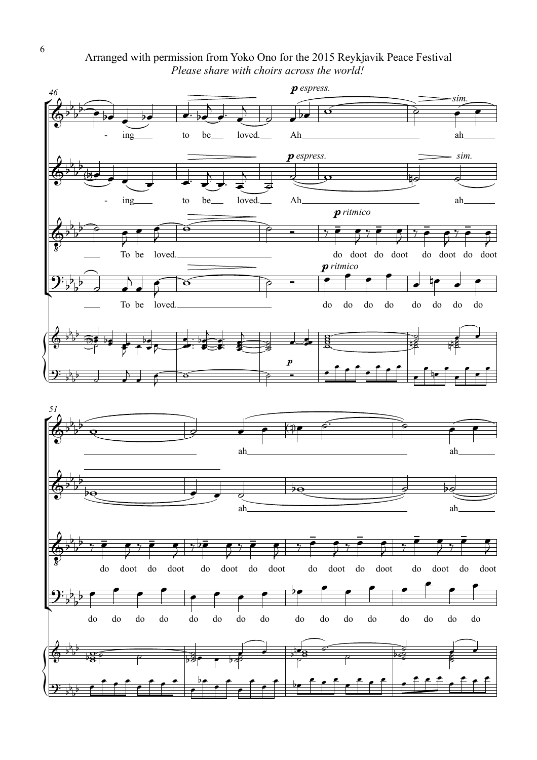Arranged with permission from Yoko Ono for the 2015 Reykjavik Peace Festival

*Please share with choirs across the world!*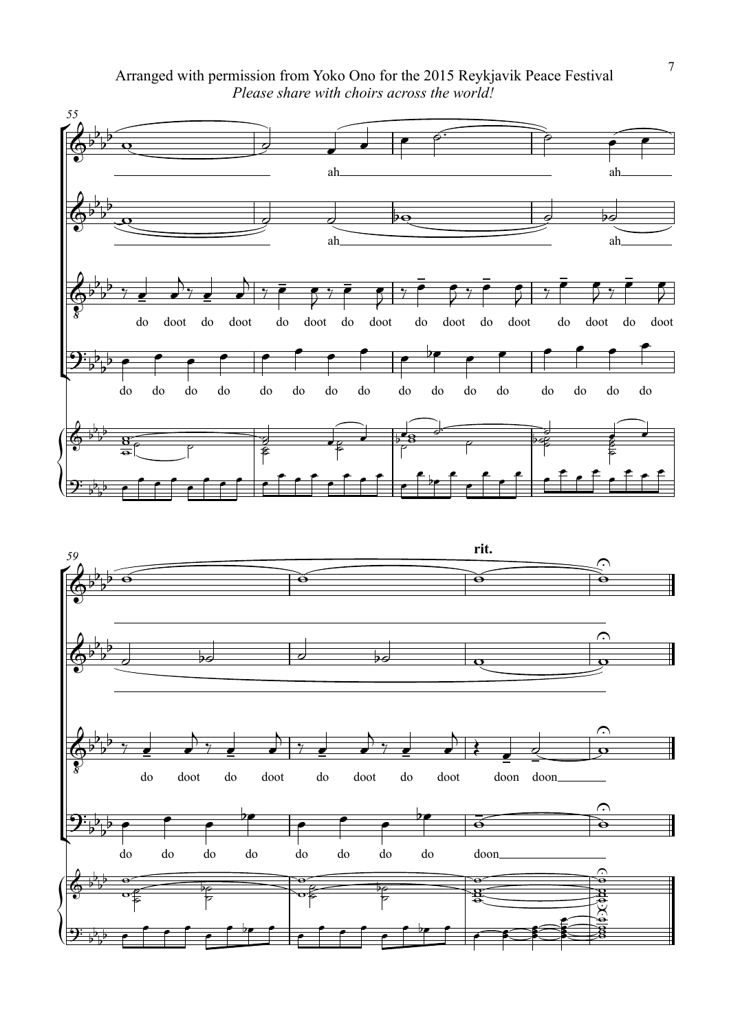Arranged with permission from Yoko Ono for the 2015 Reykjavik Peace Festival

*Please share with choirs across the world!*

55

ah ah

ah ah

do doot do doot do doot do doot do doot do doot do doot do doot

do do do do do do do do do do do do do do do do

59

rit.

do doot do doot do doot do doot doon doon

do do do do do do do do doon